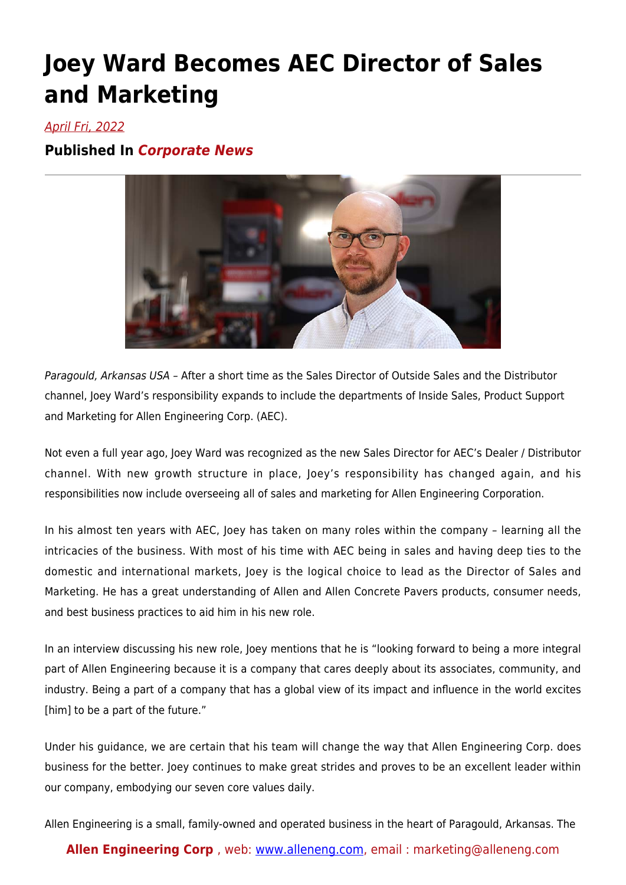# Joey Ward Becomes AEC Director of Sales and Marketing

April Fri, 2022

**Published In *Corporate News***

---

*Paragould, Arkansas USA* – After a short time as the Sales Director of Outside Sales and the Distributor channel, Joey Ward's responsibility expands to include the departments of Inside Sales, Product Support and Marketing for Allen Engineering Corp. (AEC).

Not even a full year ago, Joey Ward was recognized as the new Sales Director for AEC's Dealer / Distributor channel. With new growth structure in place, Joey's responsibility has changed again, and his responsibilities now include overseeing all of sales and marketing for Allen Engineering Corporation.

In his almost ten years with AEC, Joey has taken on many roles within the company – learning all the intricacies of the business. With most of his time with AEC being in sales and having deep ties to the domestic and international markets, Joey is the logical choice to lead as the Director of Sales and Marketing. He has a great understanding of Allen and Allen Concrete Pavers products, consumer needs, and best business practices to aid him in his new role.

In an interview discussing his new role, Joey mentions that he is "looking forward to being a more integral part of Allen Engineering because it is a company that cares deeply about its associates, community, and industry. Being a part of a company that has a global view of its impact and influence in the world excites [him] to be a part of the future."

Under his guidance, we are certain that his team will change the way that Allen Engineering Corp. does business for the better. Joey continues to make great strides and proves to be an excellent leader within our company, embodying our seven core values daily.

Allen Engineering is a small, family-owned and operated business in the heart of Paragould, Arkansas. The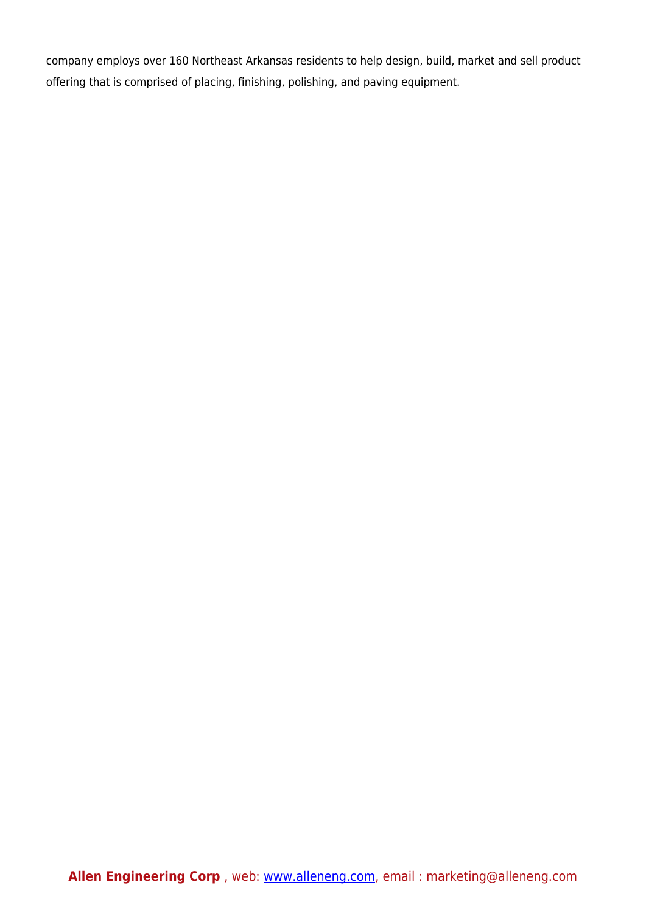company employs over 160 Northeast Arkansas residents to help design, build, market and sell product offering that is comprised of placing, finishing, polishing, and paving equipment.